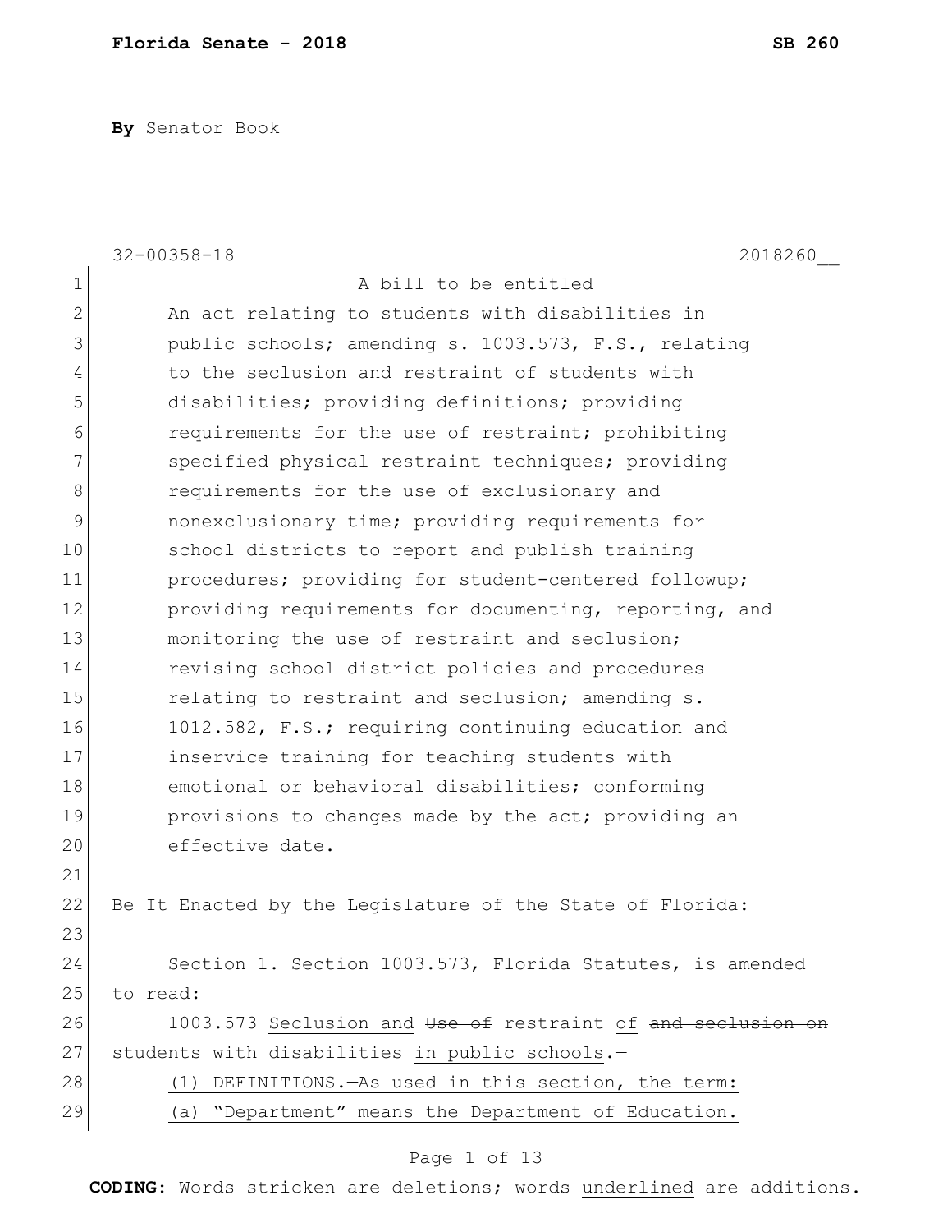By Senator Book

32-00358-18 2018260__

A bill to be entitled

An act relating to students with disabilities in public schools; amending s. 1003.573, F.S., relating to the seclusion and restraint of students with disabilities; providing definitions; providing requirements for the use of restraint; prohibiting specified physical restraint techniques; providing requirements for the use of exclusionary and nonexclusionary time; providing requirements for school districts to report and publish training procedures; providing for student-centered followup; providing requirements for documenting, reporting, and monitoring the use of restraint and seclusion; revising school district policies and procedures relating to restraint and seclusion; amending s. 1012.582, F.S.; requiring continuing education and inservice training for teaching students with emotional or behavioral disabilities; conforming provisions to changes made by the act; providing an effective date.

Be It Enacted by the Legislature of the State of Florida:

Section 1. Section 1003.573, Florida Statutes, is amended to read:

1003.573 Seclusion and ~~Use of~~ restraint of ~~and seclusion on~~ students with disabilities in public schools.—

(1) DEFINITIONS.—As used in this section, the term:

(a) "Department" means the Department of Education.

CODING: Words ~~stricken~~ are deletions; words underlined are additions.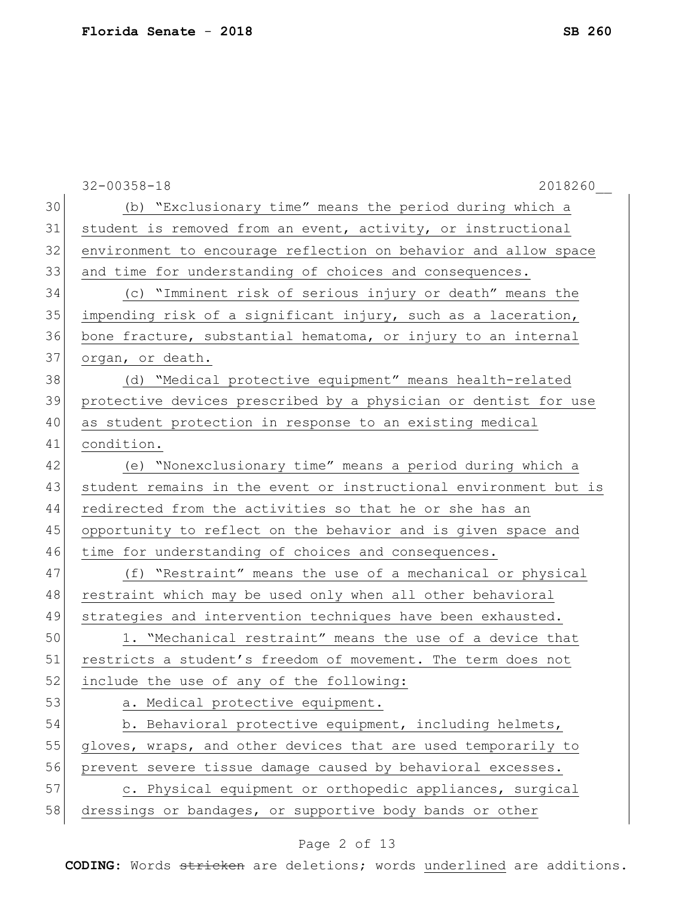(b) "Exclusionary time" means the period during which a student is removed from an event, activity, or instructional environment to encourage reflection on behavior and allow space and time for understanding of choices and consequences.

(c) "Imminent risk of serious injury or death" means the impending risk of a significant injury, such as a laceration, bone fracture, substantial hematoma, or injury to an internal organ, or death.

(d) "Medical protective equipment" means health-related protective devices prescribed by a physician or dentist for use as student protection in response to an existing medical condition.

(e) "Nonexclusionary time" means a period during which a student remains in the event or instructional environment but is redirected from the activities so that he or she has an opportunity to reflect on the behavior and is given space and time for understanding of choices and consequences.

(f) "Restraint" means the use of a mechanical or physical restraint which may be used only when all other behavioral strategies and intervention techniques have been exhausted.

1. "Mechanical restraint" means the use of a device that restricts a student's freedom of movement. The term does not include the use of any of the following:

a. Medical protective equipment.

b. Behavioral protective equipment, including helmets, gloves, wraps, and other devices that are used temporarily to prevent severe tissue damage caused by behavioral excesses.

c. Physical equipment or orthopedic appliances, surgical dressings or bandages, or supportive body bands or other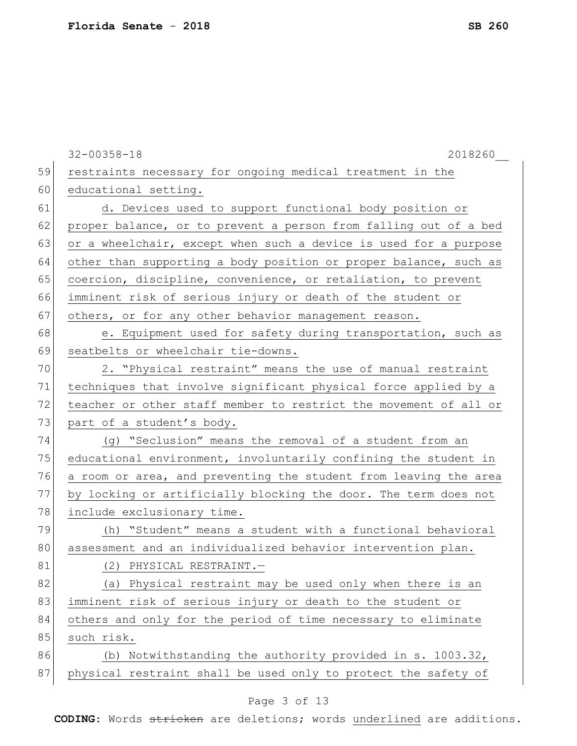restraints necessary for ongoing medical treatment in the educational setting.

d. Devices used to support functional body position or proper balance, or to prevent a person from falling out of a bed or a wheelchair, except when such a device is used for a purpose other than supporting a body position or proper balance, such as coercion, discipline, convenience, or retaliation, to prevent imminent risk of serious injury or death of the student or others, or for any other behavior management reason.

e. Equipment used for safety during transportation, such as seatbelts or wheelchair tie-downs.

2. "Physical restraint" means the use of manual restraint techniques that involve significant physical force applied by a teacher or other staff member to restrict the movement of all or part of a student's body.

(g) "Seclusion" means the removal of a student from an educational environment, involuntarily confining the student in a room or area, and preventing the student from leaving the area by locking or artificially blocking the door. The term does not include exclusionary time.

(h) "Student" means a student with a functional behavioral assessment and an individualized behavior intervention plan.

(2) PHYSICAL RESTRAINT.—

(a) Physical restraint may be used only when there is an imminent risk of serious injury or death to the student or others and only for the period of time necessary to eliminate such risk.

(b) Notwithstanding the authority provided in s. 1003.32, physical restraint shall be used only to protect the safety of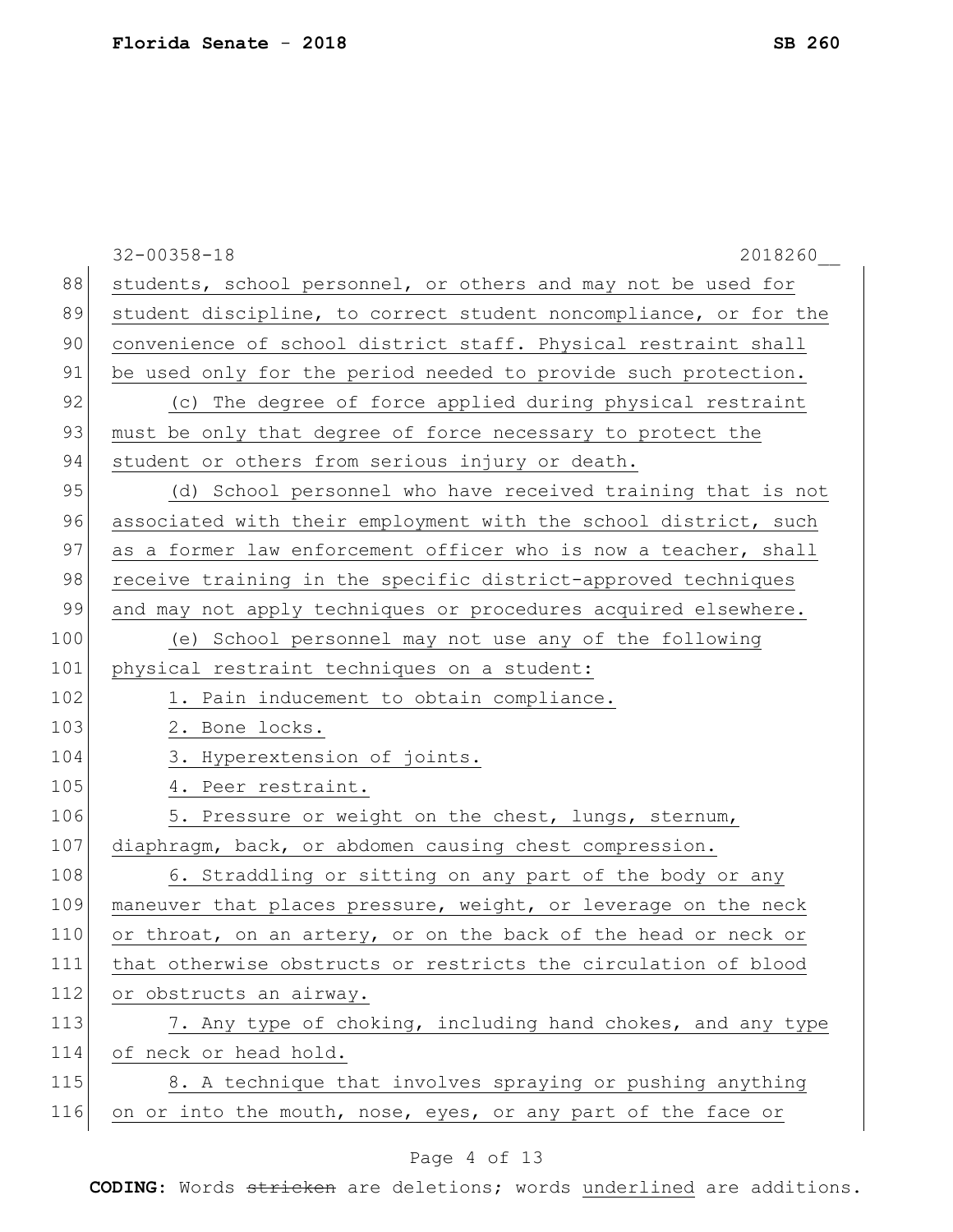32-00358-18 2018260__

students, school personnel, or others and may not be used for student discipline, to correct student noncompliance, or for the convenience of school district staff. Physical restraint shall be used only for the period needed to provide such protection.

(c) The degree of force applied during physical restraint must be only that degree of force necessary to protect the student or others from serious injury or death.

(d) School personnel who have received training that is not associated with their employment with the school district, such as a former law enforcement officer who is now a teacher, shall receive training in the specific district-approved techniques and may not apply techniques or procedures acquired elsewhere.

(e) School personnel may not use any of the following physical restraint techniques on a student:

1. Pain inducement to obtain compliance.

2. Bone locks.

3. Hyperextension of joints.

4. Peer restraint.

5. Pressure or weight on the chest, lungs, sternum, diaphragm, back, or abdomen causing chest compression.

6. Straddling or sitting on any part of the body or any maneuver that places pressure, weight, or leverage on the neck or throat, on an artery, or on the back of the head or neck or that otherwise obstructs or restricts the circulation of blood or obstructs an airway.

7. Any type of choking, including hand chokes, and any type of neck or head hold.

8. A technique that involves spraying or pushing anything on or into the mouth, nose, eyes, or any part of the face or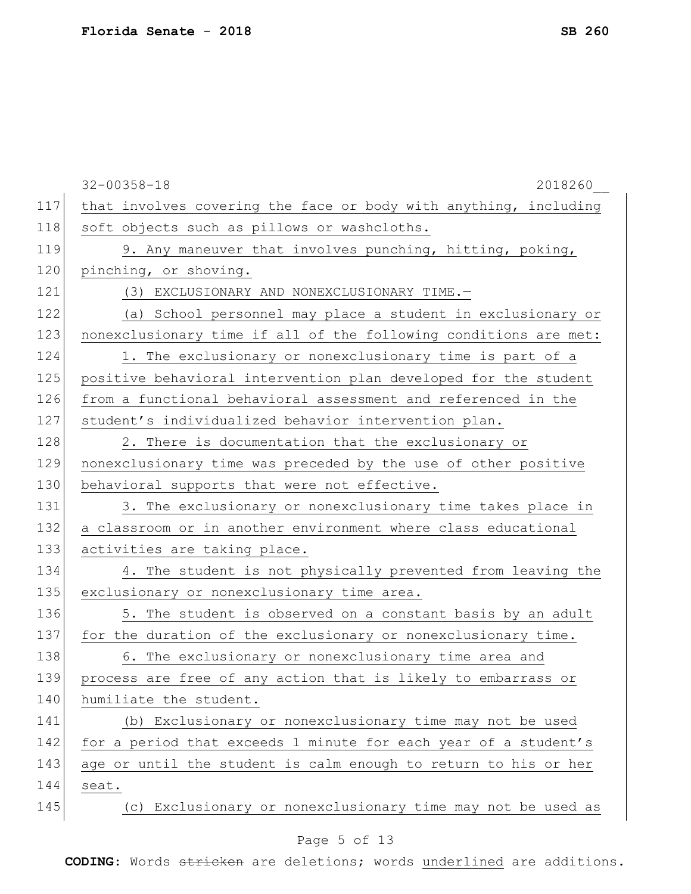that involves covering the face or body with anything, including soft objects such as pillows or washcloths.

9. Any maneuver that involves punching, hitting, poking, pinching, or shoving.

(3) EXCLUSIONARY AND NONEXCLUSIONARY TIME.—

(a) School personnel may place a student in exclusionary or nonexclusionary time if all of the following conditions are met:

1. The exclusionary or nonexclusionary time is part of a positive behavioral intervention plan developed for the student from a functional behavioral assessment and referenced in the student's individualized behavior intervention plan.

2. There is documentation that the exclusionary or nonexclusionary time was preceded by the use of other positive behavioral supports that were not effective.

3. The exclusionary or nonexclusionary time takes place in a classroom or in another environment where class educational activities are taking place.

4. The student is not physically prevented from leaving the exclusionary or nonexclusionary time area.

5. The student is observed on a constant basis by an adult for the duration of the exclusionary or nonexclusionary time.

6. The exclusionary or nonexclusionary time area and process are free of any action that is likely to embarrass or humiliate the student.

(b) Exclusionary or nonexclusionary time may not be used for a period that exceeds 1 minute for each year of a student's age or until the student is calm enough to return to his or her seat.

(c) Exclusionary or nonexclusionary time may not be used as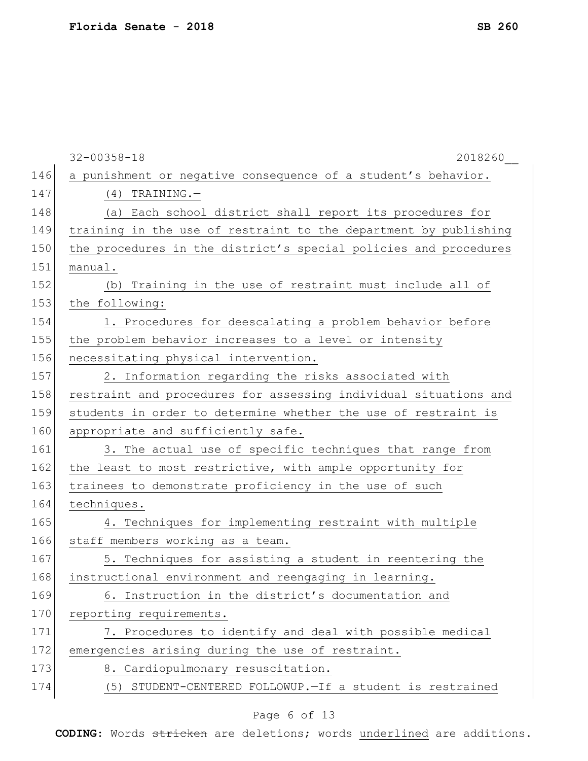a punishment or negative consequence of a student's behavior.

(4) TRAINING.—

(a) Each school district shall report its procedures for training in the use of restraint to the department by publishing the procedures in the district's special policies and procedures manual.

(b) Training in the use of restraint must include all of the following:

1. Procedures for deescalating a problem behavior before the problem behavior increases to a level or intensity necessitating physical intervention.

2. Information regarding the risks associated with restraint and procedures for assessing individual situations and students in order to determine whether the use of restraint is appropriate and sufficiently safe.

3. The actual use of specific techniques that range from the least to most restrictive, with ample opportunity for trainees to demonstrate proficiency in the use of such techniques.

4. Techniques for implementing restraint with multiple staff members working as a team.

5. Techniques for assisting a student in reentering the instructional environment and reengaging in learning.

6. Instruction in the district's documentation and reporting requirements.

7. Procedures to identify and deal with possible medical emergencies arising during the use of restraint.

8. Cardiopulmonary resuscitation.

(5) STUDENT-CENTERED FOLLOWUP.—If a student is restrained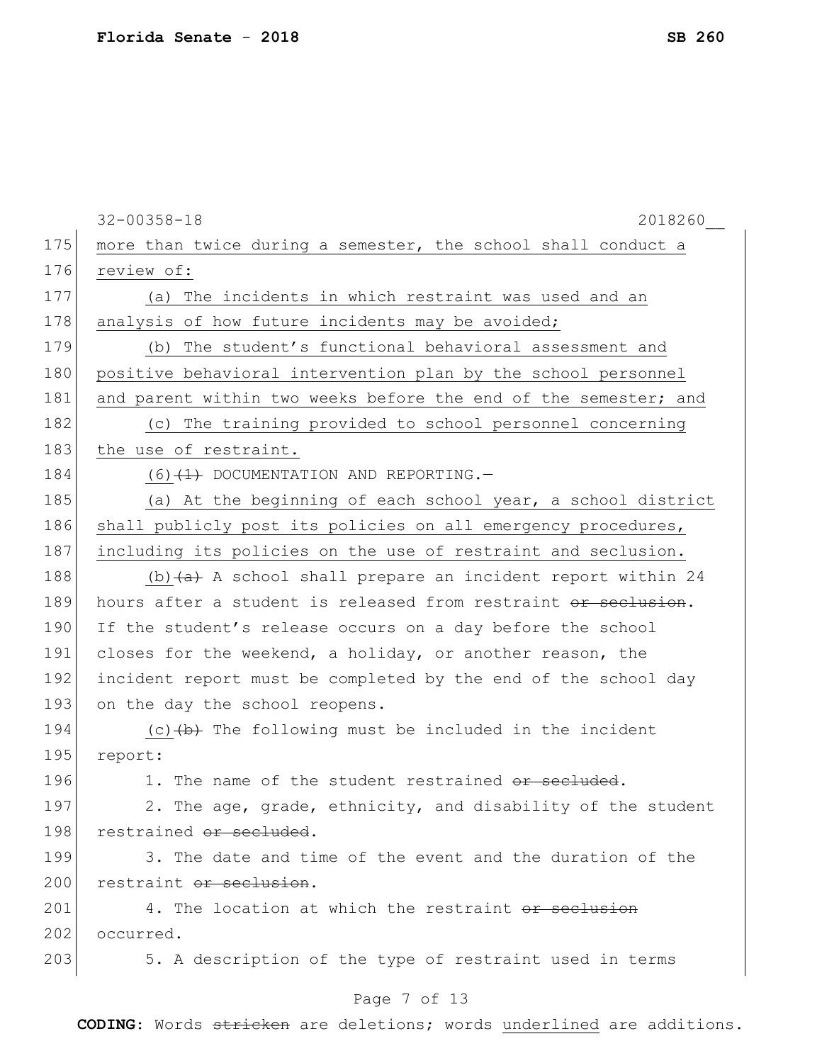175 more than twice during a semester, the school shall conduct a
176 review of:

177 (a) The incidents in which restraint was used and an
178 analysis of how future incidents may be avoided;

179 (b) The student's functional behavioral assessment and
180 positive behavioral intervention plan by the school personnel
181 and parent within two weeks before the end of the semester; and

182 (c) The training provided to school personnel concerning
183 the use of restraint.

184 (6)~~(1)~~ DOCUMENTATION AND REPORTING.—

185 (a) At the beginning of each school year, a school district
186 shall publicly post its policies on all emergency procedures,
187 including its policies on the use of restraint and seclusion.

188 (b)~~(a)~~ A school shall prepare an incident report within 24
189 hours after a student is released from restraint ~~or seclusion~~.
190 If the student's release occurs on a day before the school
191 closes for the weekend, a holiday, or another reason, the
192 incident report must be completed by the end of the school day
193 on the day the school reopens.

194 (c)~~(b)~~ The following must be included in the incident
195 report:

196 1. The name of the student restrained ~~or secluded~~.

197 2. The age, grade, ethnicity, and disability of the student
198 restrained ~~or secluded~~.

199 3. The date and time of the event and the duration of the
200 restraint ~~or seclusion~~.

201 4. The location at which the restraint ~~or seclusion~~
202 occurred.

203 5. A description of the type of restraint used in terms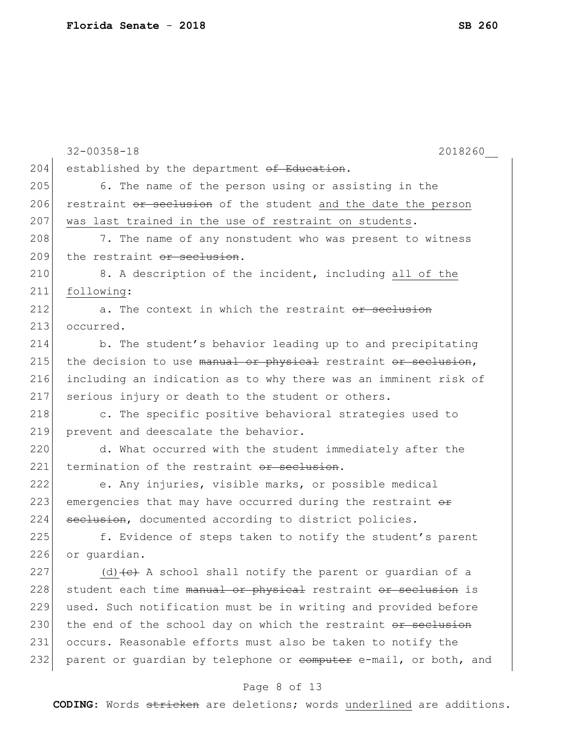established by the department ~~of Education~~.

6. The name of the person using or assisting in the restraint ~~or seclusion~~ of the student <u>and the date the person was last trained in the use of restraint on students</u>.

7. The name of any nonstudent who was present to witness the restraint ~~or seclusion~~.

8. A description of the incident, including <u>all of the following</u>:

a. The context in which the restraint ~~or seclusion~~ occurred.

b. The student's behavior leading up to and precipitating the decision to use ~~manual or physical~~ restraint ~~or seclusion~~, including an indication as to why there was an imminent risk of serious injury or death to the student or others.

c. The specific positive behavioral strategies used to prevent and deescalate the behavior.

d. What occurred with the student immediately after the termination of the restraint ~~or seclusion~~.

e. Any injuries, visible marks, or possible medical emergencies that may have occurred during the restraint ~~or seclusion~~, documented according to district policies.

f. Evidence of steps taken to notify the student's parent or guardian.

<u>(d)</u>~~(c)~~ A school shall notify the parent or guardian of a student each time ~~manual or physical~~ restraint ~~or seclusion~~ is used. Such notification must be in writing and provided before the end of the school day on which the restraint ~~or seclusion~~ occurs. Reasonable efforts must also be taken to notify the parent or guardian by telephone or ~~computer~~ e-mail, or both, and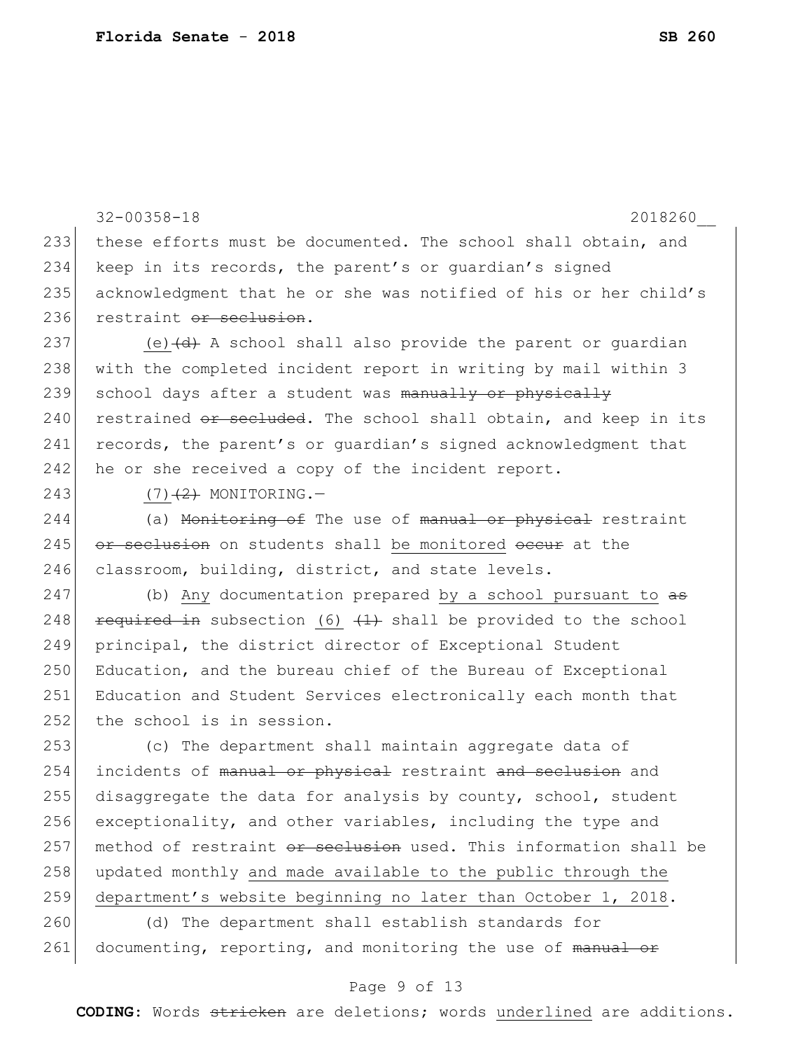these efforts must be documented. The school shall obtain, and keep in its records, the parent's or guardian's signed acknowledgment that he or she was notified of his or her child's restraint ~~or seclusion~~.

(e)~~(d)~~ A school shall also provide the parent or guardian with the completed incident report in writing by mail within 3 school days after a student was ~~manually or physically~~ restrained ~~or secluded~~. The school shall obtain, and keep in its records, the parent's or guardian's signed acknowledgment that he or she received a copy of the incident report.

<u>(7)</u>~~(2)~~ MONITORING.—

(a) ~~Monitoring of~~ The use of ~~manual or physical~~ restraint ~~or seclusion~~ on students shall <u>be monitored</u> ~~occur~~ at the classroom, building, district, and state levels.

(b) <u>Any</u> documentation prepared <u>by a school pursuant to</u> ~~as required in~~ subsection <u>(6)</u> ~~(1)~~ shall be provided to the school principal, the district director of Exceptional Student Education, and the bureau chief of the Bureau of Exceptional Education and Student Services electronically each month that the school is in session.

(c) The department shall maintain aggregate data of incidents of ~~manual or physical~~ restraint ~~and seclusion~~ and disaggregate the data for analysis by county, school, student exceptionality, and other variables, including the type and method of restraint ~~or seclusion~~ used. This information shall be updated monthly <u>and made available to the public through the department's website beginning no later than October 1, 2018</u>.

(d) The department shall establish standards for documenting, reporting, and monitoring the use of ~~manual or~~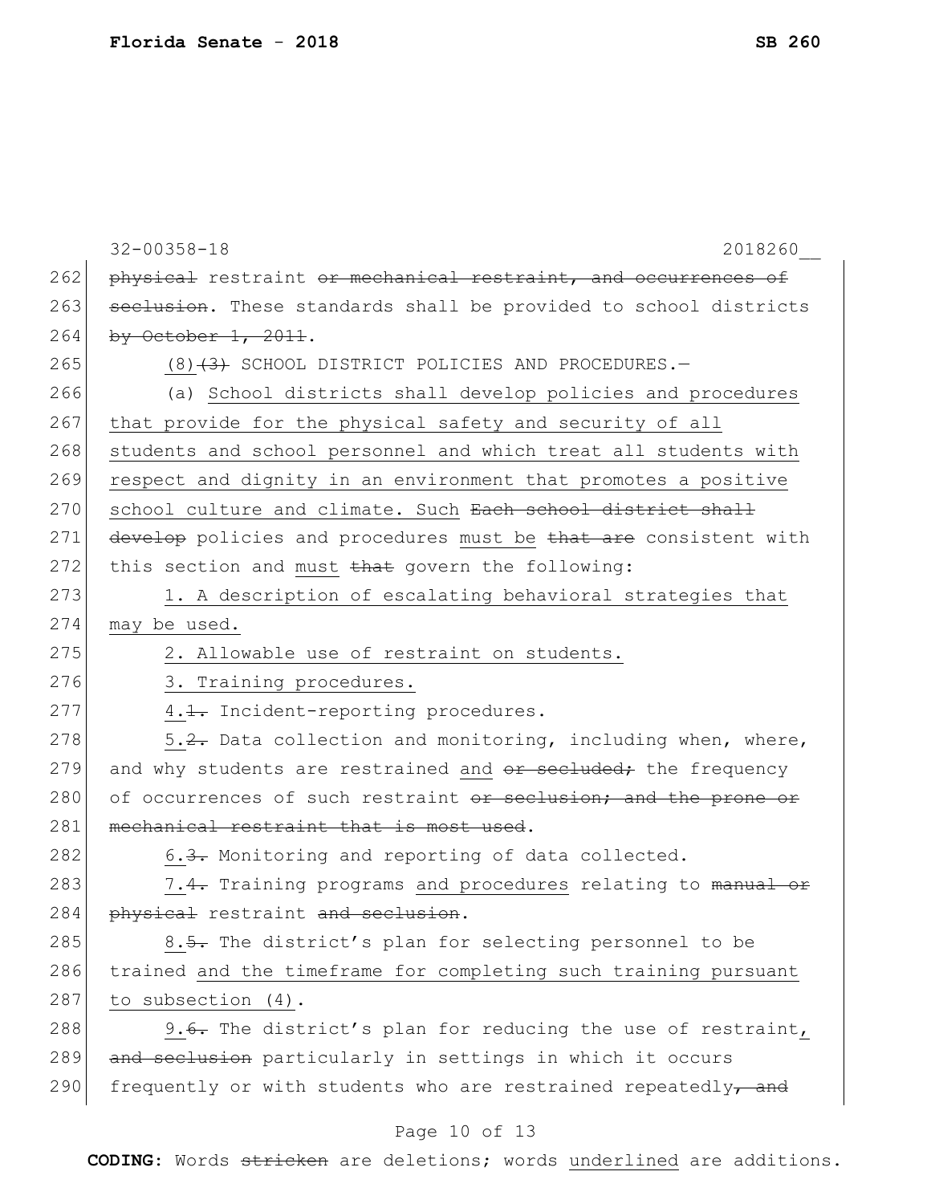physical restraint or mechanical restraint, and occurrences of seclusion. These standards shall be provided to school districts by October 1, 2011.

(8)(3) SCHOOL DISTRICT POLICIES AND PROCEDURES.—

(a) School districts shall develop policies and procedures that provide for the physical safety and security of all students and school personnel and which treat all students with respect and dignity in an environment that promotes a positive school culture and climate. Such Each school district shall develop policies and procedures must be that are consistent with this section and must that govern the following:

1. A description of escalating behavioral strategies that may be used.

2. Allowable use of restraint on students.

3. Training procedures.

4.1. Incident-reporting procedures.

5.2. Data collection and monitoring, including when, where, and why students are restrained and or secluded; the frequency of occurrences of such restraint or seclusion; and the prone or mechanical restraint that is most used.

6.3. Monitoring and reporting of data collected.

7.4. Training programs and procedures relating to manual or physical restraint and seclusion.

8.5. The district's plan for selecting personnel to be trained and the timeframe for completing such training pursuant to subsection (4).

9.6. The district's plan for reducing the use of restraint, and seclusion particularly in settings in which it occurs frequently or with students who are restrained repeatedly, and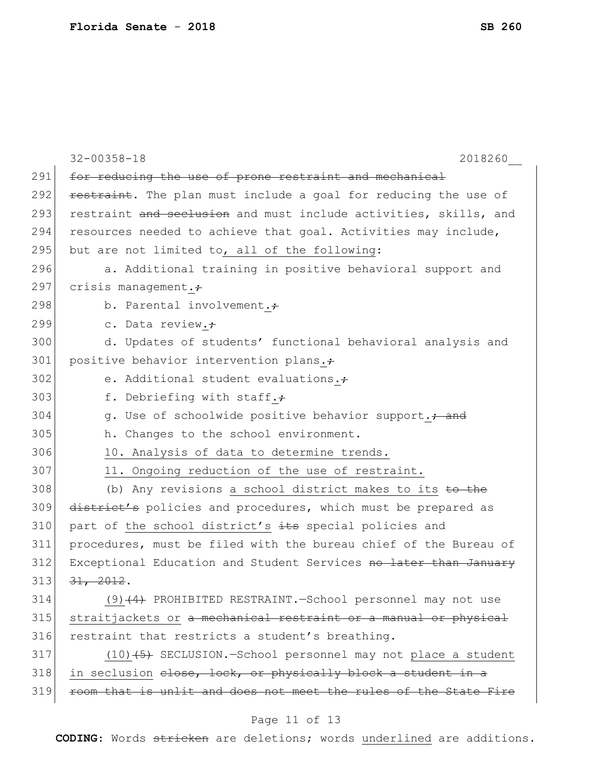32-00358-18 2018260__

291 ~~for reducing the use of prone restraint and mechanical~~
292 ~~restraint~~. The plan must include a goal for reducing the use of
293 restraint ~~and seclusion~~ and must include activities, skills, and
294 resources needed to achieve that goal. Activities may include,
295 but are not limited to, all of the following:

296 a. Additional training in positive behavioral support and
297 crisis management.~~;~~

298 b. Parental involvement.~~;~~

299 c. Data review.~~;~~

300 d. Updates of students' functional behavioral analysis and
301 positive behavior intervention plans.~~;~~

302 e. Additional student evaluations.~~;~~

303 f. Debriefing with staff.~~;~~

304 g. Use of schoolwide positive behavior support.~~; and~~

305 h. Changes to the school environment.

306 10. Analysis of data to determine trends.

307 11. Ongoing reduction of the use of restraint.

308 (b) Any revisions a school district makes to its ~~to the~~
309 ~~district's~~ policies and procedures, which must be prepared as
310 part of the school district's ~~its~~ special policies and
311 procedures, must be filed with the bureau chief of the Bureau of
312 Exceptional Education and Student Services ~~no later than January~~
313 ~~31, 2012~~.

314 (9)~~(4)~~ PROHIBITED RESTRAINT.—School personnel may not use
315 straitjackets or ~~a mechanical restraint or a manual or physical~~
316 restraint that restricts a student's breathing.

317 (10)~~(5)~~ SECLUSION.—School personnel may not place a student
318 in seclusion ~~close, lock, or physically block a student in a~~
319 ~~room that is unlit and does not meet the rules of the State Fire~~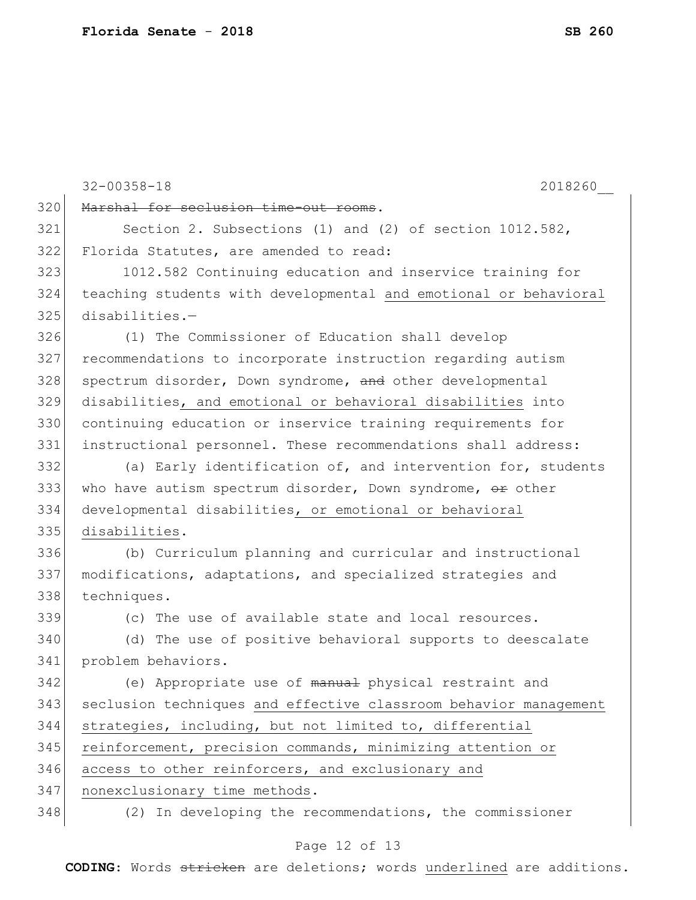~~Marshal for seclusion time-out rooms~~.

Section 2. Subsections (1) and (2) of section 1012.582, Florida Statutes, are amended to read:

1012.582 Continuing education and inservice training for teaching students with developmental <u>and emotional or behavioral</u> disabilities.—

(1) The Commissioner of Education shall develop recommendations to incorporate instruction regarding autism spectrum disorder, Down syndrome, ~~and~~ other developmental disabilities<u>, and emotional or behavioral disabilities</u> into continuing education or inservice training requirements for instructional personnel. These recommendations shall address:

(a) Early identification of, and intervention for, students who have autism spectrum disorder, Down syndrome, ~~or~~ other developmental disabilities<u>, or emotional or behavioral disabilities</u>.

(b) Curriculum planning and curricular and instructional modifications, adaptations, and specialized strategies and techniques.

(c) The use of available state and local resources.

(d) The use of positive behavioral supports to deescalate problem behaviors.

(e) Appropriate use of ~~manual~~ physical restraint and seclusion techniques <u>and effective classroom behavior management strategies, including, but not limited to, differential reinforcement, precision commands, minimizing attention or access to other reinforcers, and exclusionary and nonexclusionary time methods</u>.

(2) In developing the recommendations, the commissioner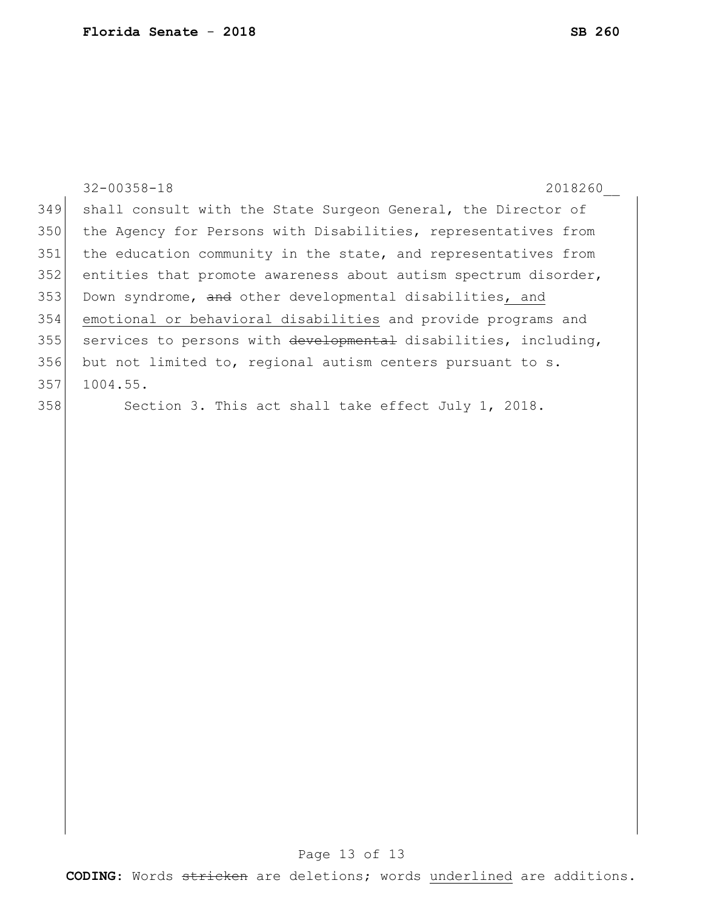32-00358-18 2018260__

349 shall consult with the State Surgeon General, the Director of
350 the Agency for Persons with Disabilities, representatives from
351 the education community in the state, and representatives from
352 entities that promote awareness about autism spectrum disorder,
353 Down syndrome, ~~and~~ other developmental disabilities, and
354 emotional or behavioral disabilities and provide programs and
355 services to persons with ~~developmental~~ disabilities, including,
356 but not limited to, regional autism centers pursuant to s.
357 1004.55.
358 Section 3. This act shall take effect July 1, 2018.

**CODING:** Words ~~stricken~~ are deletions; words underlined are additions.